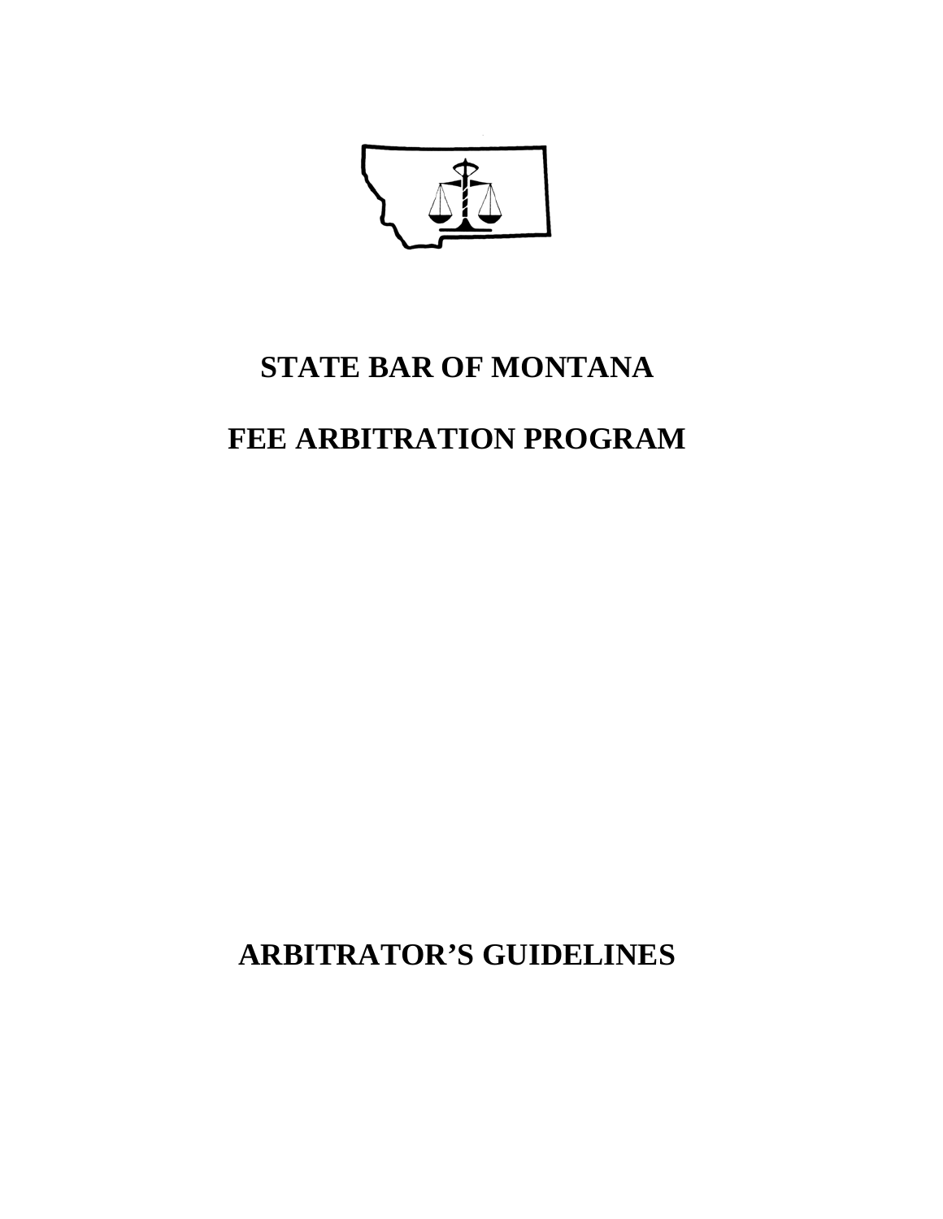# STATE BAR OF MONTANA

# FEE ARBITRATION PROGRAM

# ARBITRATOR'S GUIDELINES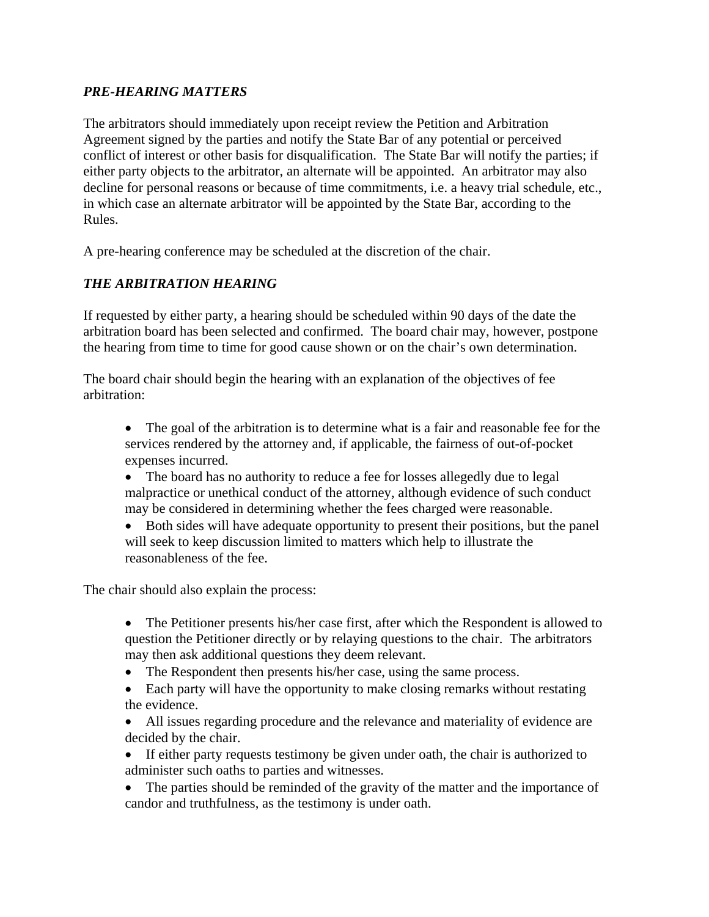### *PRE-HEARING MATTERS*

The arbitrators should immediately upon receipt review the Petition and Arbitration Agreement signed by the parties and notify the State Bar of any potential or perceived conflict of interest or other basis for disqualification. The State Bar will notify the parties; if either party objects to the arbitrator, an alternate will be appointed. An arbitrator may also decline for personal reasons or because of time commitments, i.e. a heavy trial schedule, etc., in which case an alternate arbitrator will be appointed by the State Bar, according to the Rules.

A pre-hearing conference may be scheduled at the discretion of the chair.

### *THE ARBITRATION HEARING*

If requested by either party, a hearing should be scheduled within 90 days of the date the arbitration board has been selected and confirmed. The board chair may, however, postpone the hearing from time to time for good cause shown or on the chair's own determination.

The board chair should begin the hearing with an explanation of the objectives of fee arbitration:

- The goal of the arbitration is to determine what is a fair and reasonable fee for the services rendered by the attorney and, if applicable, the fairness of out-of-pocket expenses incurred.
- The board has no authority to reduce a fee for losses allegedly due to legal malpractice or unethical conduct of the attorney, although evidence of such conduct may be considered in determining whether the fees charged were reasonable.
- Both sides will have adequate opportunity to present their positions, but the panel will seek to keep discussion limited to matters which help to illustrate the reasonableness of the fee.

The chair should also explain the process:

- The Petitioner presents his/her case first, after which the Respondent is allowed to question the Petitioner directly or by relaying questions to the chair. The arbitrators may then ask additional questions they deem relevant.
- The Respondent then presents his/her case, using the same process.
- Each party will have the opportunity to make closing remarks without restating the evidence.
- All issues regarding procedure and the relevance and materiality of evidence are decided by the chair.
- If either party requests testimony be given under oath, the chair is authorized to administer such oaths to parties and witnesses.
- The parties should be reminded of the gravity of the matter and the importance of candor and truthfulness, as the testimony is under oath.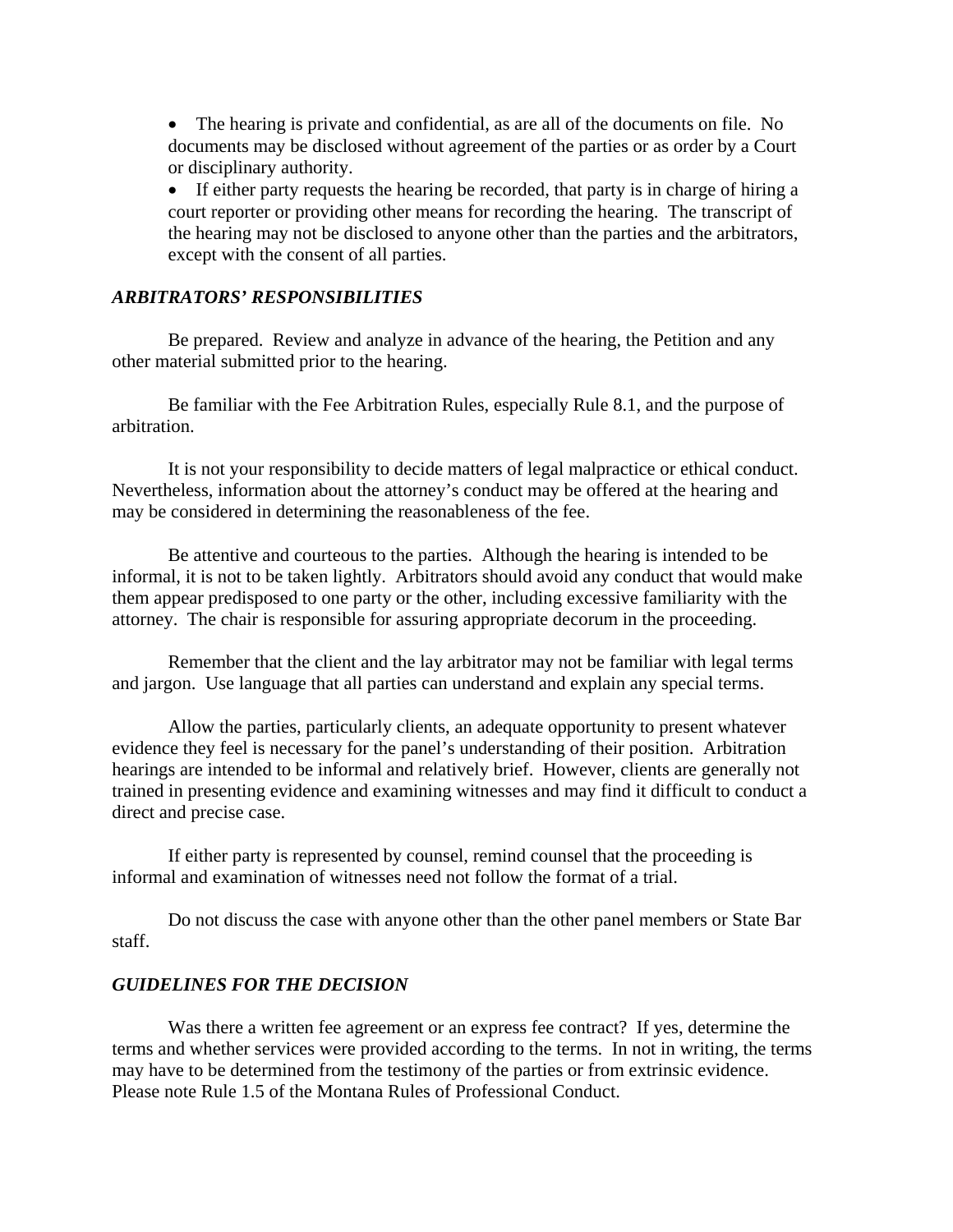- The hearing is private and confidential, as are all of the documents on file. No documents may be disclosed without agreement of the parties or as order by a Court or disciplinary authority.
- If either party requests the hearing be recorded, that party is in charge of hiring a court reporter or providing other means for recording the hearing. The transcript of the hearing may not be disclosed to anyone other than the parties and the arbitrators, except with the consent of all parties.

### *ARBITRATORS' RESPONSIBILITIES*

Be prepared. Review and analyze in advance of the hearing, the Petition and any other material submitted prior to the hearing.

Be familiar with the Fee Arbitration Rules, especially Rule 8.1, and the purpose of arbitration.

It is not your responsibility to decide matters of legal malpractice or ethical conduct. Nevertheless, information about the attorney's conduct may be offered at the hearing and may be considered in determining the reasonableness of the fee.

Be attentive and courteous to the parties. Although the hearing is intended to be informal, it is not to be taken lightly. Arbitrators should avoid any conduct that would make them appear predisposed to one party or the other, including excessive familiarity with the attorney. The chair is responsible for assuring appropriate decorum in the proceeding.

Remember that the client and the lay arbitrator may not be familiar with legal terms and jargon. Use language that all parties can understand and explain any special terms.

Allow the parties, particularly clients, an adequate opportunity to present whatever evidence they feel is necessary for the panel's understanding of their position. Arbitration hearings are intended to be informal and relatively brief. However, clients are generally not trained in presenting evidence and examining witnesses and may find it difficult to conduct a direct and precise case.

If either party is represented by counsel, remind counsel that the proceeding is informal and examination of witnesses need not follow the format of a trial.

Do not discuss the case with anyone other than the other panel members or State Bar staff.

### *GUIDELINES FOR THE DECISION*

Was there a written fee agreement or an express fee contract? If yes, determine the terms and whether services were provided according to the terms. In not in writing, the terms may have to be determined from the testimony of the parties or from extrinsic evidence. Please note Rule 1.5 of the Montana Rules of Professional Conduct.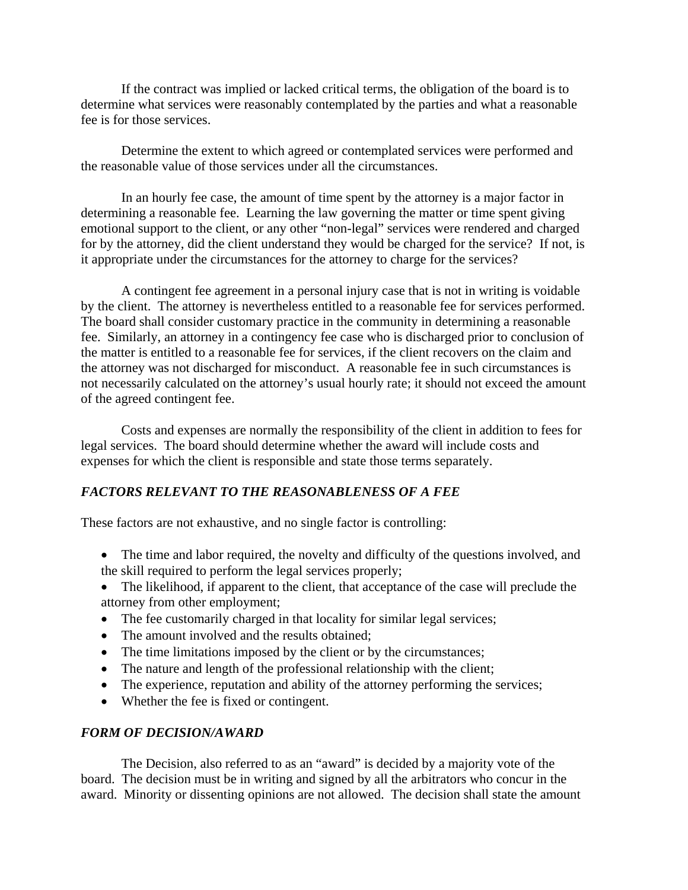If the contract was implied or lacked critical terms, the obligation of the board is to determine what services were reasonably contemplated by the parties and what a reasonable fee is for those services.

Determine the extent to which agreed or contemplated services were performed and the reasonable value of those services under all the circumstances.

In an hourly fee case, the amount of time spent by the attorney is a major factor in determining a reasonable fee. Learning the law governing the matter or time spent giving emotional support to the client, or any other "non-legal" services were rendered and charged for by the attorney, did the client understand they would be charged for the service? If not, is it appropriate under the circumstances for the attorney to charge for the services?

A contingent fee agreement in a personal injury case that is not in writing is voidable by the client. The attorney is nevertheless entitled to a reasonable fee for services performed. The board shall consider customary practice in the community in determining a reasonable fee. Similarly, an attorney in a contingency fee case who is discharged prior to conclusion of the matter is entitled to a reasonable fee for services, if the client recovers on the claim and the attorney was not discharged for misconduct. A reasonable fee in such circumstances is not necessarily calculated on the attorney's usual hourly rate; it should not exceed the amount of the agreed contingent fee.

Costs and expenses are normally the responsibility of the client in addition to fees for legal services. The board should determine whether the award will include costs and expenses for which the client is responsible and state those terms separately.

### *FACTORS RELEVANT TO THE REASONABLENESS OF A FEE*

These factors are not exhaustive, and no single factor is controlling:

- The time and labor required, the novelty and difficulty of the questions involved, and the skill required to perform the legal services properly;
- The likelihood, if apparent to the client, that acceptance of the case will preclude the attorney from other employment;
- The fee customarily charged in that locality for similar legal services;
- The amount involved and the results obtained;
- The time limitations imposed by the client or by the circumstances;
- The nature and length of the professional relationship with the client;
- The experience, reputation and ability of the attorney performing the services;
- Whether the fee is fixed or contingent.

### *FORM OF DECISION/AWARD*

The Decision, also referred to as an "award" is decided by a majority vote of the board. The decision must be in writing and signed by all the arbitrators who concur in the award. Minority or dissenting opinions are not allowed. The decision shall state the amount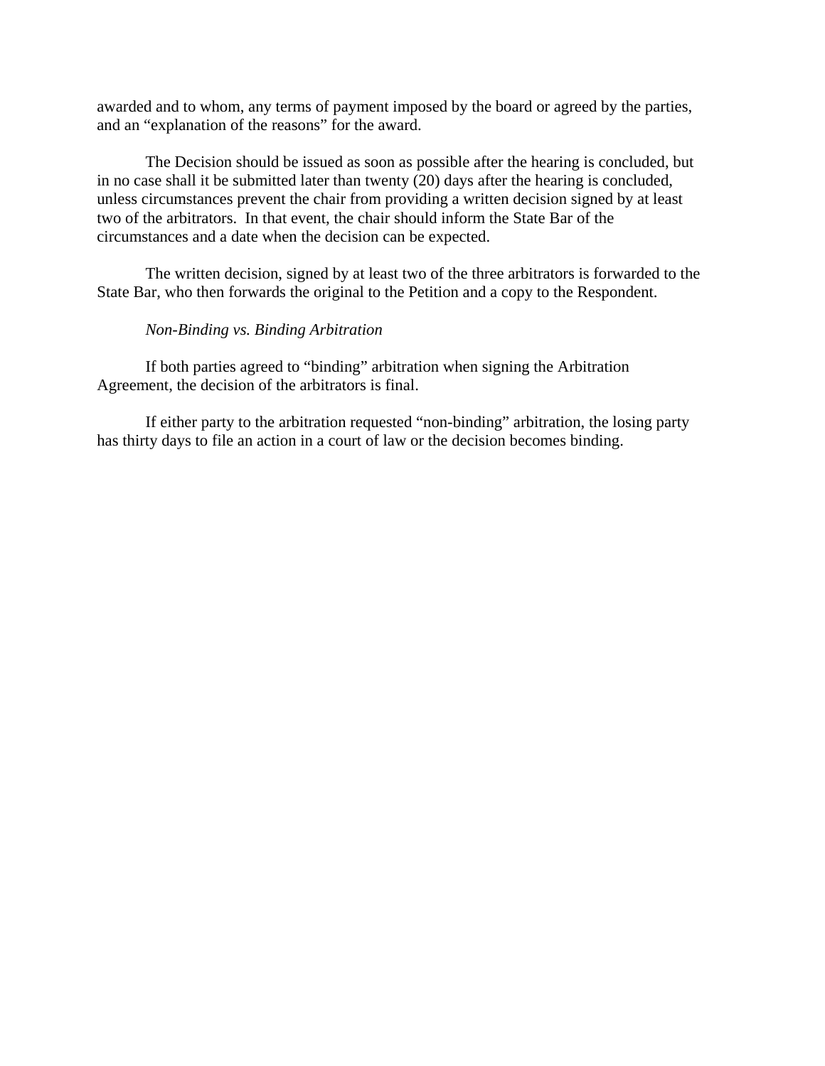awarded and to whom, any terms of payment imposed by the board or agreed by the parties, and an "explanation of the reasons" for the award.

The Decision should be issued as soon as possible after the hearing is concluded, but in no case shall it be submitted later than twenty (20) days after the hearing is concluded, unless circumstances prevent the chair from providing a written decision signed by at least two of the arbitrators. In that event, the chair should inform the State Bar of the circumstances and a date when the decision can be expected.

The written decision, signed by at least two of the three arbitrators is forwarded to the State Bar, who then forwards the original to the Petition and a copy to the Respondent.

*Non-Binding vs. Binding Arbitration*

If both parties agreed to "binding" arbitration when signing the Arbitration Agreement, the decision of the arbitrators is final.

If either party to the arbitration requested "non-binding" arbitration, the losing party has thirty days to file an action in a court of law or the decision becomes binding.